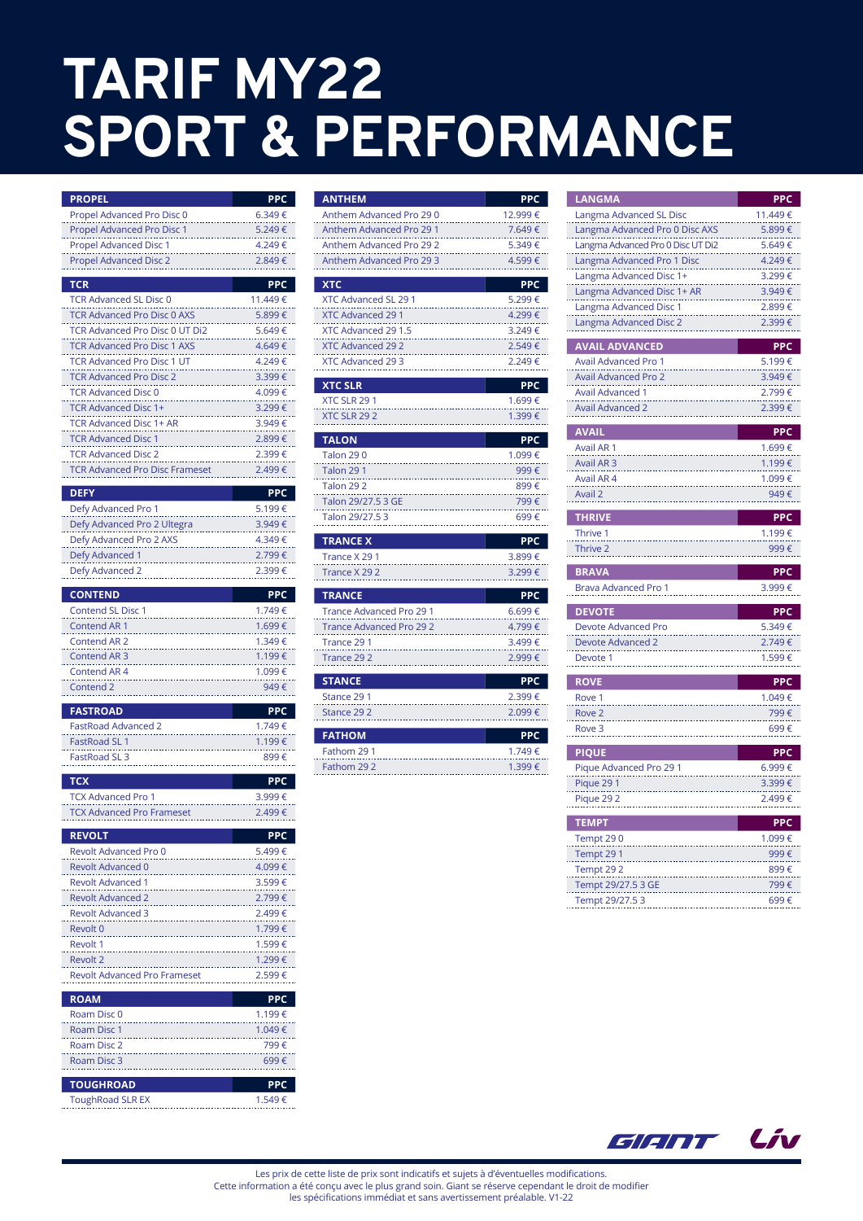# TARIF MY22
# SPORT & PERFORMANCE

| PROPEL | PPC |
|---|---|
| Propel Advanced Pro Disc 0 | 6.349 € |
| Propel Advanced Pro Disc 1 | 5.249 € |
| Propel Advanced Disc 1 | 4.249 € |
| Propel Advanced Disc 2 | 2.849 € |

| TCR | PPC |
|---|---|
| TCR Advanced SL Disc 0 | 11.449 € |
| TCR Advanced Pro Disc 0 AXS | 5.899 € |
| TCR Advanced Pro Disc 0 UT Di2 | 5.649 € |
| TCR Advanced Pro Disc 1 AXS | 4.649 € |
| TCR Advanced Pro Disc 1 UT | 4.249 € |
| TCR Advanced Pro Disc 2 | 3.399 € |
| TCR Advanced Disc 0 | 4.099 € |
| TCR Advanced Disc 1+ | 3.299 € |
| TCR Advanced Disc 1+ AR | 3.949 € |
| TCR Advanced Disc 1 | 2.899 € |
| TCR Advanced Disc 2 | 2.399 € |
| TCR Advanced Pro Disc Frameset | 2.499 € |

| DEFY | PPC |
|---|---|
| Defy Advanced Pro 1 | 5.199 € |
| Defy Advanced Pro 2 Ultegra | 3.949 € |
| Defy Advanced Pro 2 AXS | 4.349 € |
| Defy Advanced 1 | 2.799 € |
| Defy Advanced 2 | 2.399 € |

| CONTEND | PPC |
|---|---|
| Contend SL Disc 1 | 1.749 € |
| Contend AR 1 | 1.699 € |
| Contend AR 2 | 1.349 € |
| Contend AR 3 | 1.199 € |
| Contend AR 4 | 1.099 € |
| Contend 2 | 949 € |

| FASTROAD | PPC |
|---|---|
| FastRoad Advanced 2 | 1.749 € |
| FastRoad SL 1 | 1.199 € |
| FastRoad SL 3 | 899 € |

| TCX | PPC |
|---|---|
| TCX Advanced Pro 1 | 3.999 € |
| TCX Advanced Pro Frameset | 2.499 € |

| REVOLT | PPC |
|---|---|
| Revolt Advanced Pro 0 | 5.499 € |
| Revolt Advanced 0 | 4.099 € |
| Revolt Advanced 1 | 3.599 € |
| Revolt Advanced 2 | 2.799 € |
| Revolt Advanced 3 | 2.499 € |
| Revolt 0 | 1.799 € |
| Revolt 1 | 1.599 € |
| Revolt 2 | 1.299 € |
| Revolt Advanced Pro Frameset | 2.599 € |

| ROAM | PPC |
|---|---|
| Roam Disc 0 | 1.199 € |
| Roam Disc 1 | 1.049 € |
| Roam Disc 2 | 799 € |
| Roam Disc 3 | 699 € |

| TOUGHROAD | PPC |
|---|---|
| ToughRoad SLR EX | 1.549 € |

| ANTHEM | PPC |
|---|---|
| Anthem Advanced Pro 29 0 | 12.999 € |
| Anthem Advanced Pro 29 1 | 7.649 € |
| Anthem Advanced Pro 29 2 | 5.349 € |
| Anthem Advanced Pro 29 3 | 4.599 € |

| XTC | PPC |
|---|---|
| XTC Advanced SL 29 1 | 5.299 € |
| XTC Advanced 29 1 | 4.299 € |
| XTC Advanced 29 1.5 | 3.249 € |
| XTC Advanced 29 2 | 2.549 € |
| XTC Advanced 29 3 | 2.249 € |

| XTC SLR | PPC |
|---|---|
| XTC SLR 29 1 | 1.699 € |
| XTC SLR 29 2 | 1.399 € |

| TALON | PPC |
|---|---|
| Talon 29 0 | 1.099 € |
| Talon 29 1 | 999 € |
| Talon 29 2 | 899 € |
| Talon 29/27.5 3 GE | 799 € |
| Talon 29/27.5 3 | 699 € |

| TRANCE X | PPC |
|---|---|
| Trance X 29 1 | 3.899 € |
| Trance X 29 2 | 3.299 € |

| TRANCE | PPC |
|---|---|
| Trance Advanced Pro 29 1 | 6.699 € |
| Trance Advanced Pro 29 2 | 4.799 € |
| Trance 29 1 | 3.499 € |
| Trance 29 2 | 2.999 € |

| STANCE | PPC |
|---|---|
| Stance 29 1 | 2.399 € |
| Stance 29 2 | 2.099 € |

| FATHOM | PPC |
|---|---|
| Fathom 29 1 | 1.749 € |
| Fathom 29 2 | 1.399 € |

| LANGMA | PPC |
|---|---|
| Langma Advanced SL Disc | 11.449 € |
| Langma Advanced Pro 0 Disc AXS | 5.899 € |
| Langma Advanced Pro 0 Disc UT Di2 | 5.649 € |
| Langma Advanced Pro 1 Disc | 4.249 € |
| Langma Advanced Disc 1+ | 3.299 € |
| Langma Advanced Disc 1+ AR | 3.949 € |
| Langma Advanced Disc 1 | 2.899 € |
| Langma Advanced Disc 2 | 2.399 € |

| AVAIL ADVANCED | PPC |
|---|---|
| Avail Advanced Pro 1 | 5.199 € |
| Avail Advanced Pro 2 | 3.949 € |
| Avail Advanced 1 | 2.799 € |
| Avail Advanced 2 | 2.399 € |

| AVAIL | PPC |
|---|---|
| Avail AR 1 | 1.699 € |
| Avail AR 3 | 1.199 € |
| Avail AR 4 | 1.099 € |
| Avail 2 | 949 € |

| THRIVE | PPC |
|---|---|
| Thrive 1 | 1.199 € |
| Thrive 2 | 999 € |

| BRAVA | PPC |
|---|---|
| Brava Advanced Pro 1 | 3.999 € |

| DEVOTE | PPC |
|---|---|
| Devote Advanced Pro | 5.349 € |
| Devote Advanced 2 | 2.749 € |
| Devote 1 | 1.599 € |

| ROVE | PPC |
|---|---|
| Rove 1 | 1.049 € |
| Rove 2 | 799 € |
| Rove 3 | 699 € |

| PIQUE | PPC |
|---|---|
| Pique Advanced Pro 29 1 | 6.999 € |
| Pique 29 1 | 3.399 € |
| Pique 29 2 | 2.499 € |

| TEMPT | PPC |
|---|---|
| Tempt 29 0 | 1.099 € |
| Tempt 29 1 | 999 € |
| Tempt 29 2 | 899 € |
| Tempt 29/27.5 3 GE | 799 € |
| Tempt 29/27.5 3 | 699 € |

GIANT Liv

Les prix de cette liste de prix sont indicatifs et sujets à d'éventuelles modifications.
Cette information a été conçu avec le plus grand soin. Giant se réserve cependant le droit de modifier
les spécifications immédiat et sans avertissement préalable. V1-22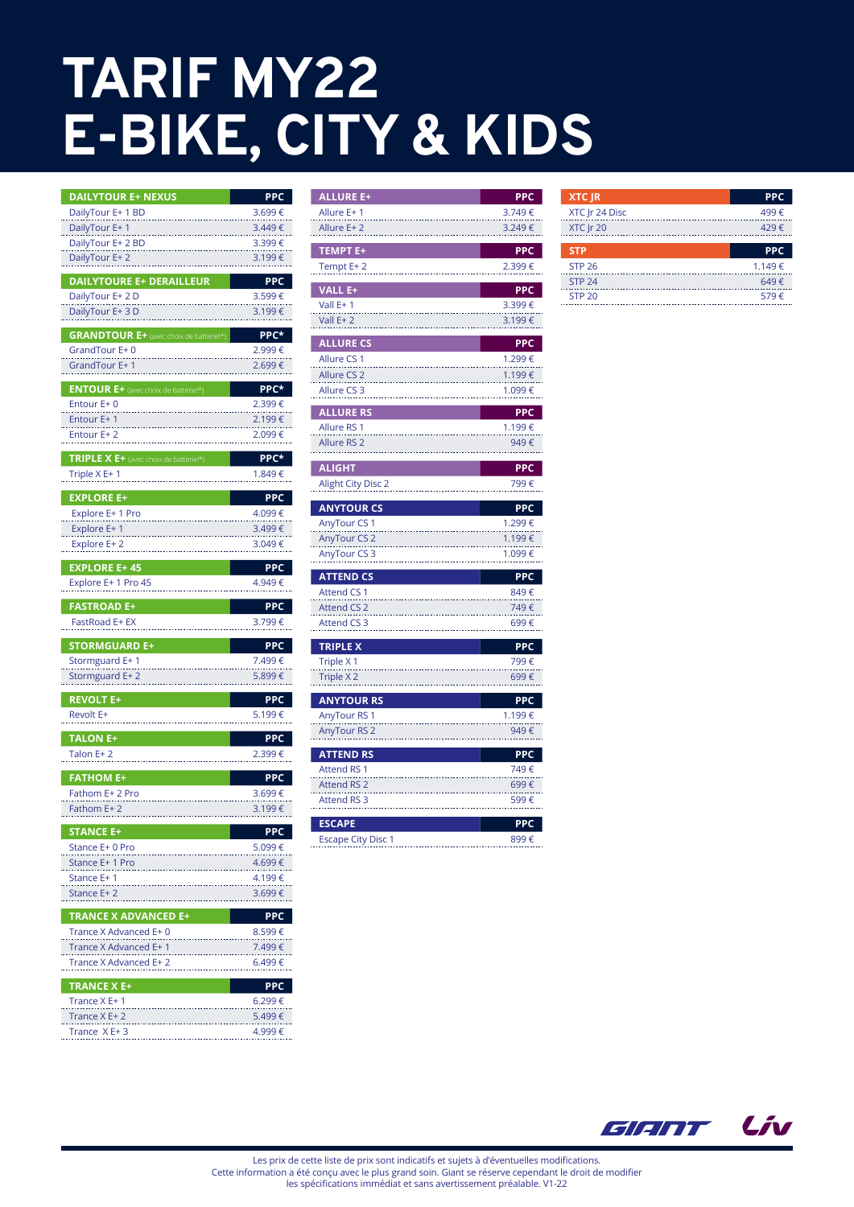# TARIF MY22 E-BIKE, CITY & KIDS

| DAILYTOUR E+ NEXUS | PPC |
|---|---|
| DailyTour E+ 1 BD | 3.699 € |
| DailyTour E+ 1 | 3.449 € |
| DailyTour E+ 2 BD | 3.399 € |
| DailyTour E+ 2 | 3.199 € |

| DAILYTOURE E+ DERAILLEUR | PPC |
|---|---|
| DailyTour E+ 2 D | 3.599 € |
| DailyTour E+ 3 D | 3.199 € |

| GRANDTOUR E+ (avec choix de batterie*) | PPC* |
|---|---|
| GrandTour E+ 0 | 2.999 € |
| GrandTour E+ 1 | 2.699 € |

| ENTOUR E+ (avec choix de batterie*) | PPC* |
|---|---|
| Entour E+ 0 | 2.399 € |
| Entour E+ 1 | 2.199 € |
| Entour E+ 2 | 2.099 € |

| TRIPLE X E+ (avec choix de batterie*) | PPC* |
|---|---|
| Triple X E+ 1 | 1.849 € |

| EXPLORE E+ | PPC |
|---|---|
| Explore E+ 1 Pro | 4.099 € |
| Explore E+ 1 | 3.499 € |
| Explore E+ 2 | 3.049 € |

| EXPLORE E+ 45 | PPC |
|---|---|
| Explore E+ 1 Pro 45 | 4.949 € |

| FASTROAD E+ | PPC |
|---|---|
| FastRoad E+ EX | 3.799 € |

| STORMGUARD E+ | PPC |
|---|---|
| Stormguard E+ 1 | 7.499 € |
| Stormguard E+ 2 | 5.899 € |

| REVOLT E+ | PPC |
|---|---|
| Revolt E+ | 5.199 € |

| TALON E+ | PPC |
|---|---|
| Talon E+ 2 | 2.399 € |

| FATHOM E+ | PPC |
|---|---|
| Fathom E+ 2 Pro | 3.699 € |
| Fathom E+ 2 | 3.199 € |

| STANCE E+ | PPC |
|---|---|
| Stance E+ 0 Pro | 5.099 € |
| Stance E+ 1 Pro | 4.699 € |
| Stance E+ 1 | 4.199 € |
| Stance E+ 2 | 3.699 € |

| TRANCE X ADVANCED E+ | PPC |
|---|---|
| Trance X Advanced E+ 0 | 8.599 € |
| Trance X Advanced E+ 1 | 7.499 € |
| Trance X Advanced E+ 2 | 6.499 € |

| TRANCE X E+ | PPC |
|---|---|
| Trance X E+ 1 | 6.299 € |
| Trance X E+ 2 | 5.499 € |
| Trance X E+ 3 | 4.999 € |

| ALLURE E+ | PPC |
|---|---|
| Allure E+ 1 | 3.749 € |
| Allure E+ 2 | 3.249 € |

| TEMPT E+ | PPC |
|---|---|
| Tempt E+ 2 | 2.399 € |

| VALL E+ | PPC |
|---|---|
| Vall E+ 1 | 3.399 € |
| Vall E+ 2 | 3.199 € |

| ALLURE CS | PPC |
|---|---|
| Allure CS 1 | 1.299 € |
| Allure CS 2 | 1.199 € |
| Allure CS 3 | 1.099 € |

| ALLURE RS | PPC |
|---|---|
| Allure RS 1 | 1.199 € |
| Allure RS 2 | 949 € |

| ALIGHT | PPC |
|---|---|
| Alight City Disc 2 | 799 € |

| ANYTOUR CS | PPC |
|---|---|
| AnyTour CS 1 | 1.299 € |
| AnyTour CS 2 | 1.199 € |
| AnyTour CS 3 | 1.099 € |

| ATTEND CS | PPC |
|---|---|
| Attend CS 1 | 849 € |
| Attend CS 2 | 749 € |
| Attend CS 3 | 699 € |

| TRIPLE X | PPC |
|---|---|
| Triple X 1 | 799 € |
| Triple X 2 | 699 € |

| ANYTOUR RS | PPC |
|---|---|
| AnyTour RS 1 | 1.199 € |
| AnyTour RS 2 | 949 € |

| ATTEND RS | PPC |
|---|---|
| Attend RS 1 | 749 € |
| Attend RS 2 | 699 € |
| Attend RS 3 | 599 € |

| ESCAPE | PPC |
|---|---|
| Escape City Disc 1 | 899 € |

| XTC JR | PPC |
|---|---|
| XTC Jr 24 Disc | 499 € |
| XTC Jr 20 | 429 € |

| STP | PPC |
|---|---|
| STP 26 | 1.149 € |
| STP 24 | 649 € |
| STP 20 | 579 € |

GIANT Liv

Les prix de cette liste de prix sont indicatifs et sujets à d'éventuelles modifications.
Cette information a été conçu avec le plus grand soin. Giant se réserve cependant le droit de modifier les spécifications immédiat et sans avertissement préalable. V1-22